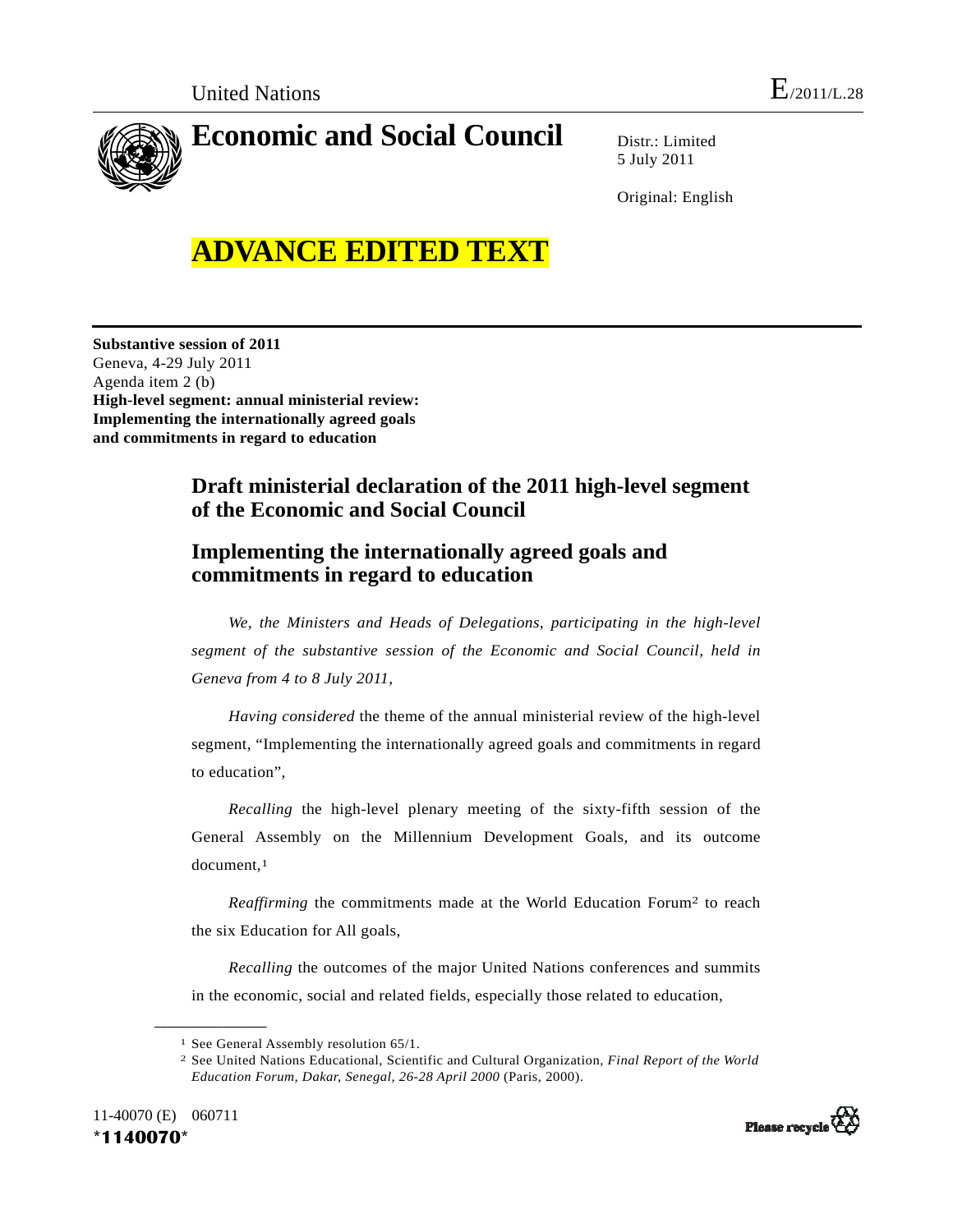United Nations E/2011/L.28

# Economic and Social Council

Distr.: Limited
5 July 2011

Original: English

**ADVANCE EDITED TEXT**

**Substantive session of 2011**
Geneva, 4-29 July 2011
Agenda item 2 (b)
**High-level segment: annual ministerial review: Implementing the internationally agreed goals and commitments in regard to education**

## Draft ministerial declaration of the 2011 high-level segment of the Economic and Social Council

## Implementing the internationally agreed goals and commitments in regard to education

*We, the Ministers and Heads of Delegations, participating in the high-level segment of the substantive session of the Economic and Social Council, held in Geneva from 4 to 8 July 2011,*

*Having considered* the theme of the annual ministerial review of the high-level segment, "Implementing the internationally agreed goals and commitments in regard to education",

*Recalling* the high-level plenary meeting of the sixty-fifth session of the General Assembly on the Millennium Development Goals, and its outcome document,[1]

*Reaffirming* the commitments made at the World Education Forum[2] to reach the six Education for All goals,

*Recalling* the outcomes of the major United Nations conferences and summits in the economic, social and related fields, especially those related to education,

---

[1] See General Assembly resolution 65/1.

[2] See United Nations Educational, Scientific and Cultural Organization, *Final Report of the World Education Forum, Dakar, Senegal, 26-28 April 2000* (Paris, 2000).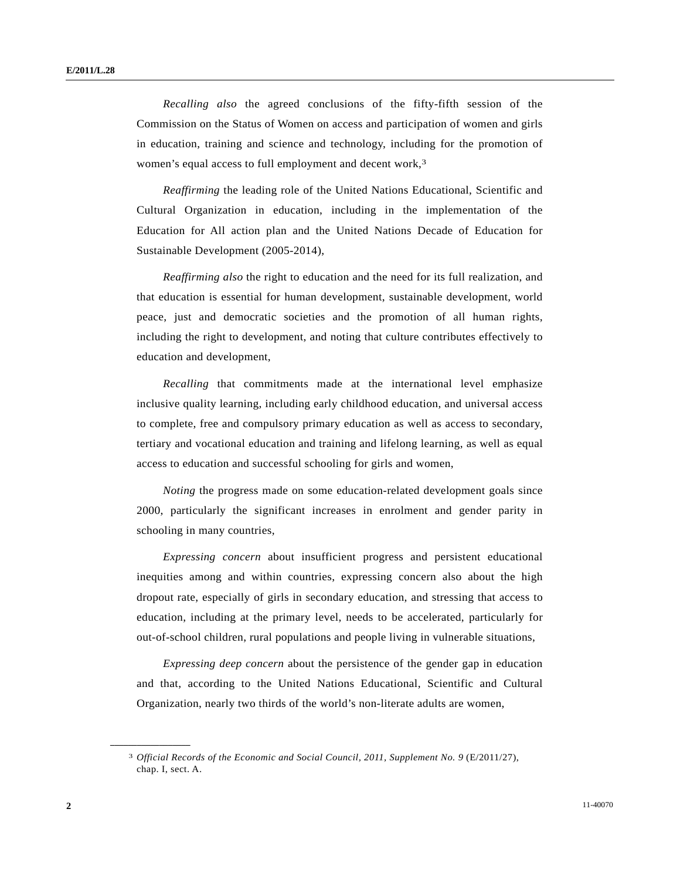*Recalling also* the agreed conclusions of the fifty-fifth session of the Commission on the Status of Women on access and participation of women and girls in education, training and science and technology, including for the promotion of women's equal access to full employment and decent work,[3]

*Reaffirming* the leading role of the United Nations Educational, Scientific and Cultural Organization in education, including in the implementation of the Education for All action plan and the United Nations Decade of Education for Sustainable Development (2005-2014),

*Reaffirming also* the right to education and the need for its full realization, and that education is essential for human development, sustainable development, world peace, just and democratic societies and the promotion of all human rights, including the right to development, and noting that culture contributes effectively to education and development,

*Recalling* that commitments made at the international level emphasize inclusive quality learning, including early childhood education, and universal access to complete, free and compulsory primary education as well as access to secondary, tertiary and vocational education and training and lifelong learning, as well as equal access to education and successful schooling for girls and women,

*Noting* the progress made on some education-related development goals since 2000, particularly the significant increases in enrolment and gender parity in schooling in many countries,

*Expressing concern* about insufficient progress and persistent educational inequities among and within countries, expressing concern also about the high dropout rate, especially of girls in secondary education, and stressing that access to education, including at the primary level, needs to be accelerated, particularly for out-of-school children, rural populations and people living in vulnerable situations,

*Expressing deep concern* about the persistence of the gender gap in education and that, according to the United Nations Educational, Scientific and Cultural Organization, nearly two thirds of the world's non-literate adults are women,

---

[3] *Official Records of the Economic and Social Council, 2011, Supplement No. 9* (E/2011/27), chap. I, sect. A.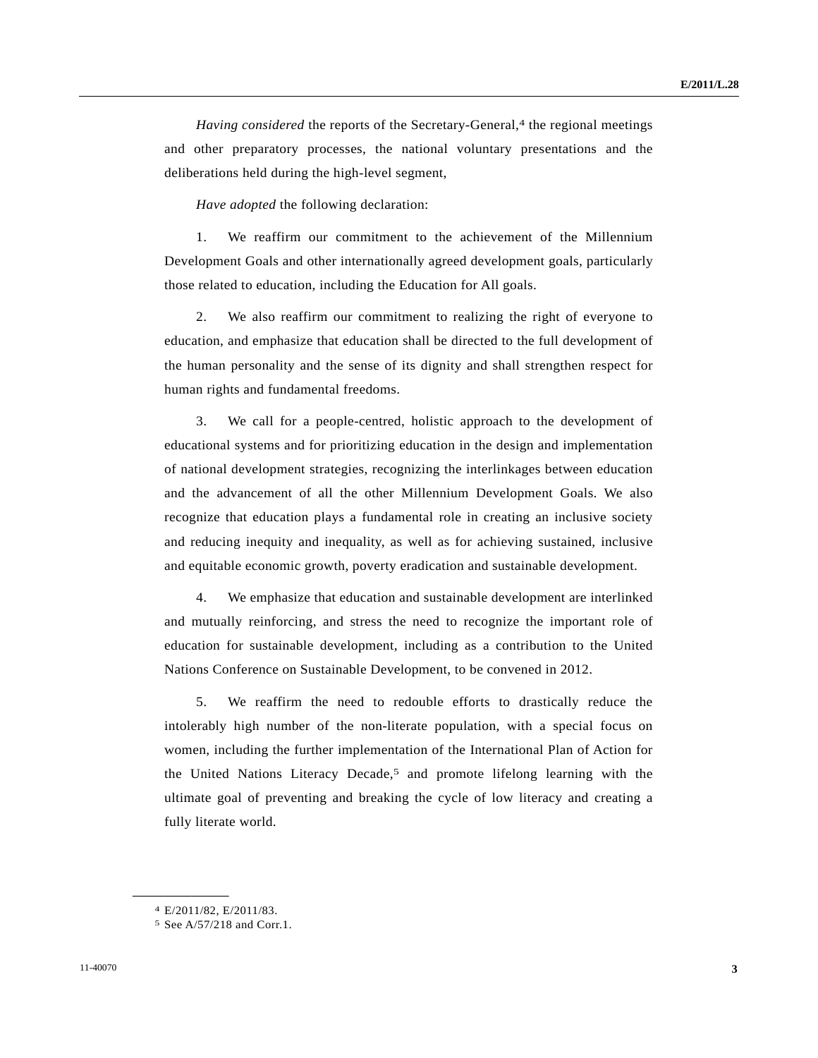*Having considered* the reports of the Secretary-General,[4] the regional meetings and other preparatory processes, the national voluntary presentations and the deliberations held during the high-level segment,

*Have adopted* the following declaration:

1. We reaffirm our commitment to the achievement of the Millennium Development Goals and other internationally agreed development goals, particularly those related to education, including the Education for All goals.

2. We also reaffirm our commitment to realizing the right of everyone to education, and emphasize that education shall be directed to the full development of the human personality and the sense of its dignity and shall strengthen respect for human rights and fundamental freedoms.

3. We call for a people-centred, holistic approach to the development of educational systems and for prioritizing education in the design and implementation of national development strategies, recognizing the interlinkages between education and the advancement of all the other Millennium Development Goals. We also recognize that education plays a fundamental role in creating an inclusive society and reducing inequity and inequality, as well as for achieving sustained, inclusive and equitable economic growth, poverty eradication and sustainable development.

4. We emphasize that education and sustainable development are interlinked and mutually reinforcing, and stress the need to recognize the important role of education for sustainable development, including as a contribution to the United Nations Conference on Sustainable Development, to be convened in 2012.

5. We reaffirm the need to redouble efforts to drastically reduce the intolerably high number of the non-literate population, with a special focus on women, including the further implementation of the International Plan of Action for the United Nations Literacy Decade,[5] and promote lifelong learning with the ultimate goal of preventing and breaking the cycle of low literacy and creating a fully literate world.

---

[4] E/2011/82, E/2011/83.

[5] See A/57/218 and Corr.1.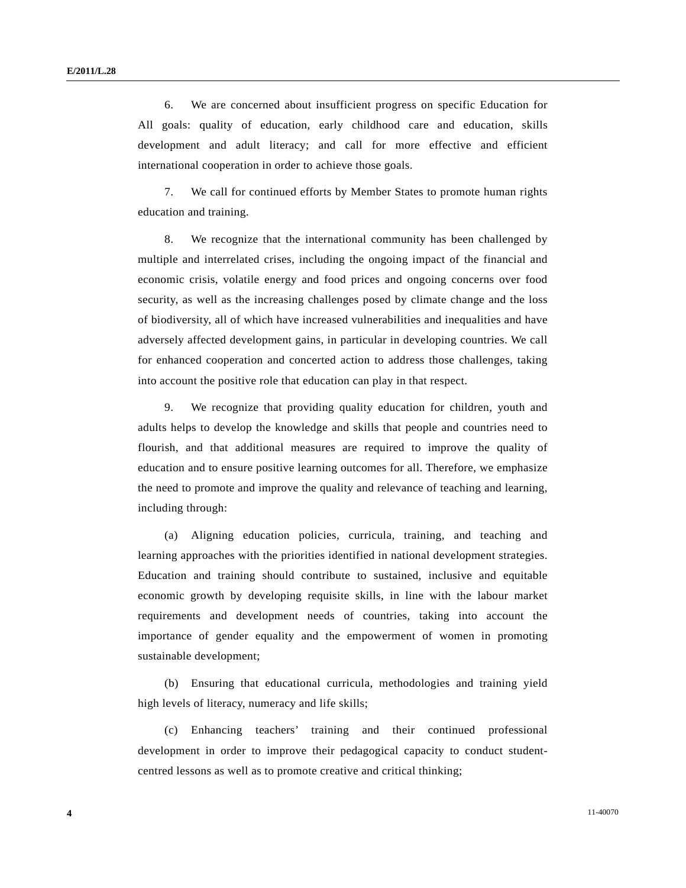6. We are concerned about insufficient progress on specific Education for All goals: quality of education, early childhood care and education, skills development and adult literacy; and call for more effective and efficient international cooperation in order to achieve those goals.

7. We call for continued efforts by Member States to promote human rights education and training.

8. We recognize that the international community has been challenged by multiple and interrelated crises, including the ongoing impact of the financial and economic crisis, volatile energy and food prices and ongoing concerns over food security, as well as the increasing challenges posed by climate change and the loss of biodiversity, all of which have increased vulnerabilities and inequalities and have adversely affected development gains, in particular in developing countries. We call for enhanced cooperation and concerted action to address those challenges, taking into account the positive role that education can play in that respect.

9. We recognize that providing quality education for children, youth and adults helps to develop the knowledge and skills that people and countries need to flourish, and that additional measures are required to improve the quality of education and to ensure positive learning outcomes for all. Therefore, we emphasize the need to promote and improve the quality and relevance of teaching and learning, including through:

(a) Aligning education policies, curricula, training, and teaching and learning approaches with the priorities identified in national development strategies. Education and training should contribute to sustained, inclusive and equitable economic growth by developing requisite skills, in line with the labour market requirements and development needs of countries, taking into account the importance of gender equality and the empowerment of women in promoting sustainable development;

(b) Ensuring that educational curricula, methodologies and training yield high levels of literacy, numeracy and life skills;

(c) Enhancing teachers' training and their continued professional development in order to improve their pedagogical capacity to conduct student-centred lessons as well as to promote creative and critical thinking;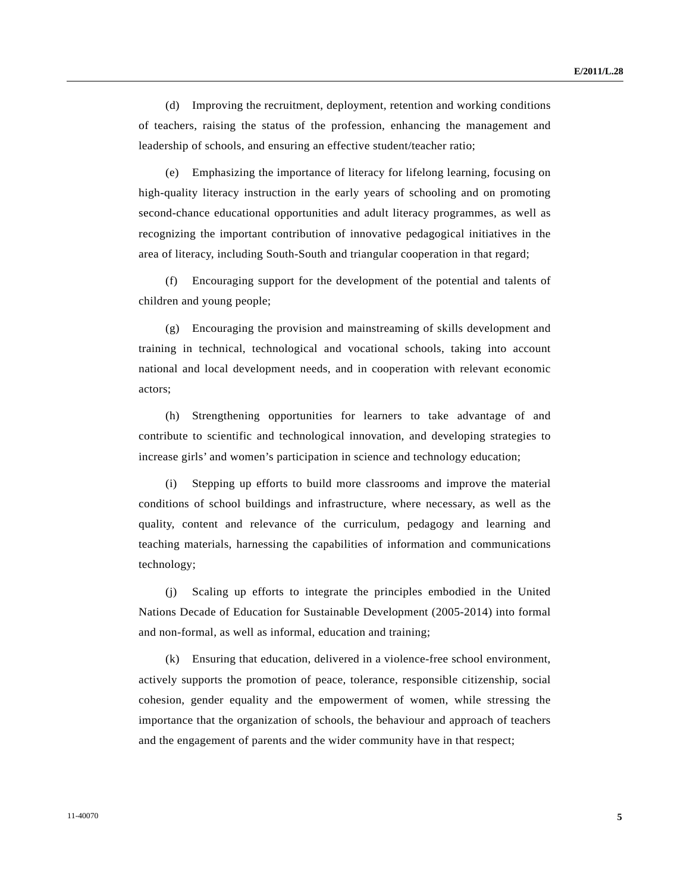(d) Improving the recruitment, deployment, retention and working conditions of teachers, raising the status of the profession, enhancing the management and leadership of schools, and ensuring an effective student/teacher ratio;

(e) Emphasizing the importance of literacy for lifelong learning, focusing on high-quality literacy instruction in the early years of schooling and on promoting second-chance educational opportunities and adult literacy programmes, as well as recognizing the important contribution of innovative pedagogical initiatives in the area of literacy, including South-South and triangular cooperation in that regard;

(f) Encouraging support for the development of the potential and talents of children and young people;

(g) Encouraging the provision and mainstreaming of skills development and training in technical, technological and vocational schools, taking into account national and local development needs, and in cooperation with relevant economic actors;

(h) Strengthening opportunities for learners to take advantage of and contribute to scientific and technological innovation, and developing strategies to increase girls' and women's participation in science and technology education;

(i) Stepping up efforts to build more classrooms and improve the material conditions of school buildings and infrastructure, where necessary, as well as the quality, content and relevance of the curriculum, pedagogy and learning and teaching materials, harnessing the capabilities of information and communications technology;

(j) Scaling up efforts to integrate the principles embodied in the United Nations Decade of Education for Sustainable Development (2005-2014) into formal and non-formal, as well as informal, education and training;

(k) Ensuring that education, delivered in a violence-free school environment, actively supports the promotion of peace, tolerance, responsible citizenship, social cohesion, gender equality and the empowerment of women, while stressing the importance that the organization of schools, the behaviour and approach of teachers and the engagement of parents and the wider community have in that respect;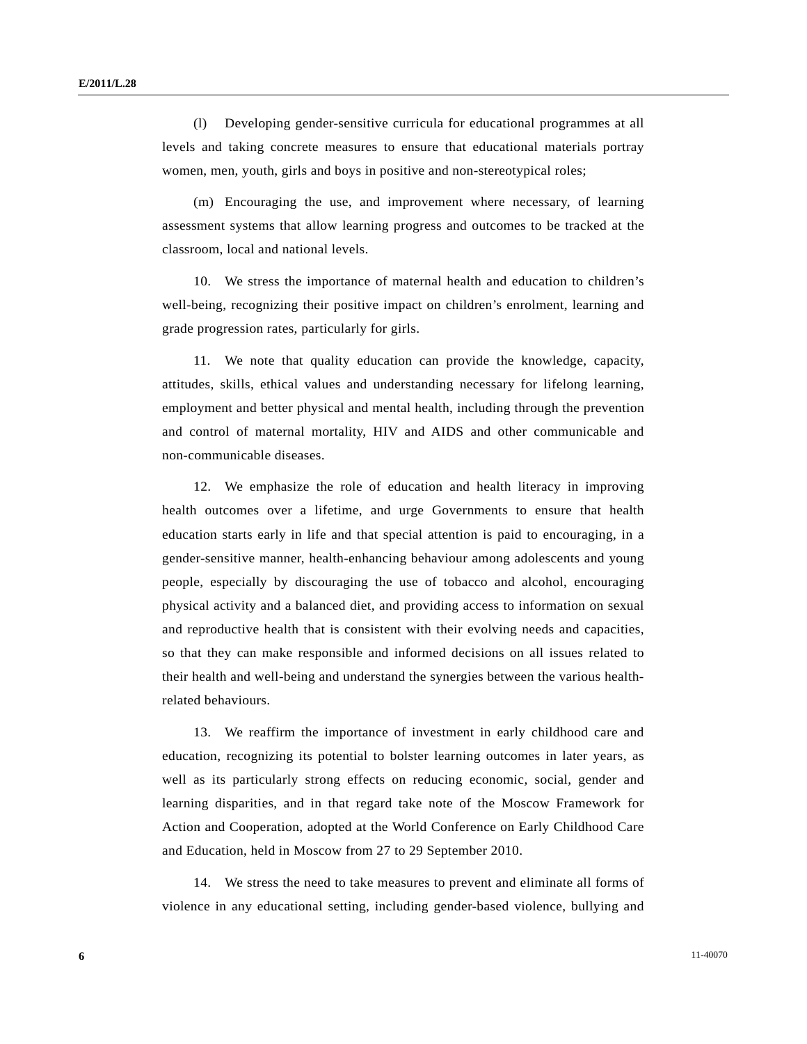(l) Developing gender-sensitive curricula for educational programmes at all levels and taking concrete measures to ensure that educational materials portray women, men, youth, girls and boys in positive and non-stereotypical roles;

(m) Encouraging the use, and improvement where necessary, of learning assessment systems that allow learning progress and outcomes to be tracked at the classroom, local and national levels.

10. We stress the importance of maternal health and education to children's well-being, recognizing their positive impact on children's enrolment, learning and grade progression rates, particularly for girls.

11. We note that quality education can provide the knowledge, capacity, attitudes, skills, ethical values and understanding necessary for lifelong learning, employment and better physical and mental health, including through the prevention and control of maternal mortality, HIV and AIDS and other communicable and non-communicable diseases.

12. We emphasize the role of education and health literacy in improving health outcomes over a lifetime, and urge Governments to ensure that health education starts early in life and that special attention is paid to encouraging, in a gender-sensitive manner, health-enhancing behaviour among adolescents and young people, especially by discouraging the use of tobacco and alcohol, encouraging physical activity and a balanced diet, and providing access to information on sexual and reproductive health that is consistent with their evolving needs and capacities, so that they can make responsible and informed decisions on all issues related to their health and well-being and understand the synergies between the various health-related behaviours.

13. We reaffirm the importance of investment in early childhood care and education, recognizing its potential to bolster learning outcomes in later years, as well as its particularly strong effects on reducing economic, social, gender and learning disparities, and in that regard take note of the Moscow Framework for Action and Cooperation, adopted at the World Conference on Early Childhood Care and Education, held in Moscow from 27 to 29 September 2010.

14. We stress the need to take measures to prevent and eliminate all forms of violence in any educational setting, including gender-based violence, bullying and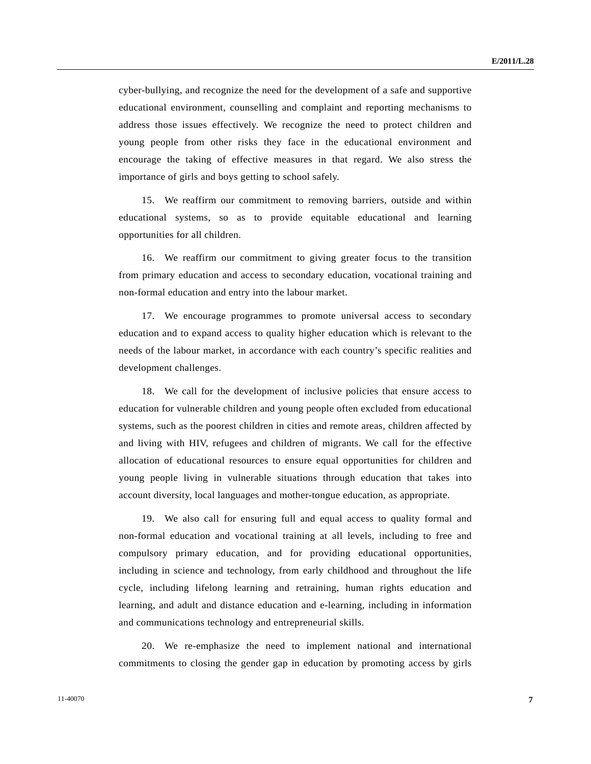cyber-bullying, and recognize the need for the development of a safe and supportive educational environment, counselling and complaint and reporting mechanisms to address those issues effectively. We recognize the need to protect children and young people from other risks they face in the educational environment and encourage the taking of effective measures in that regard. We also stress the importance of girls and boys getting to school safely.

15. We reaffirm our commitment to removing barriers, outside and within educational systems, so as to provide equitable educational and learning opportunities for all children.

16. We reaffirm our commitment to giving greater focus to the transition from primary education and access to secondary education, vocational training and non-formal education and entry into the labour market.

17. We encourage programmes to promote universal access to secondary education and to expand access to quality higher education which is relevant to the needs of the labour market, in accordance with each country's specific realities and development challenges.

18. We call for the development of inclusive policies that ensure access to education for vulnerable children and young people often excluded from educational systems, such as the poorest children in cities and remote areas, children affected by and living with HIV, refugees and children of migrants. We call for the effective allocation of educational resources to ensure equal opportunities for children and young people living in vulnerable situations through education that takes into account diversity, local languages and mother-tongue education, as appropriate.

19. We also call for ensuring full and equal access to quality formal and non-formal education and vocational training at all levels, including to free and compulsory primary education, and for providing educational opportunities, including in science and technology, from early childhood and throughout the life cycle, including lifelong learning and retraining, human rights education and learning, and adult and distance education and e-learning, including in information and communications technology and entrepreneurial skills.

20. We re-emphasize the need to implement national and international commitments to closing the gender gap in education by promoting access by girls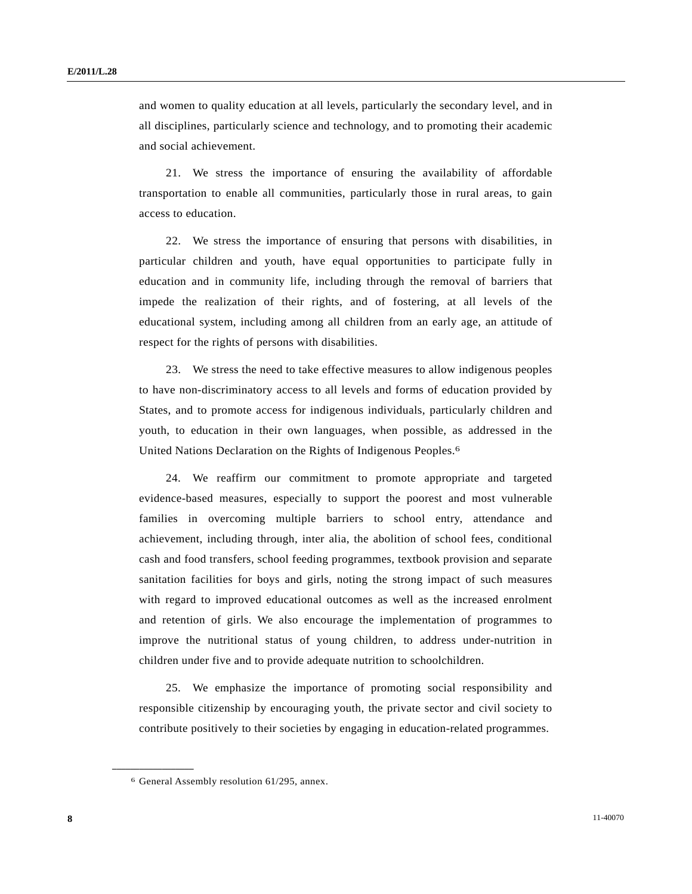and women to quality education at all levels, particularly the secondary level, and in all disciplines, particularly science and technology, and to promoting their academic and social achievement.

21. We stress the importance of ensuring the availability of affordable transportation to enable all communities, particularly those in rural areas, to gain access to education.

22. We stress the importance of ensuring that persons with disabilities, in particular children and youth, have equal opportunities to participate fully in education and in community life, including through the removal of barriers that impede the realization of their rights, and of fostering, at all levels of the educational system, including among all children from an early age, an attitude of respect for the rights of persons with disabilities.

23. We stress the need to take effective measures to allow indigenous peoples to have non-discriminatory access to all levels and forms of education provided by States, and to promote access for indigenous individuals, particularly children and youth, to education in their own languages, when possible, as addressed in the United Nations Declaration on the Rights of Indigenous Peoples.[6]

24. We reaffirm our commitment to promote appropriate and targeted evidence-based measures, especially to support the poorest and most vulnerable families in overcoming multiple barriers to school entry, attendance and achievement, including through, inter alia, the abolition of school fees, conditional cash and food transfers, school feeding programmes, textbook provision and separate sanitation facilities for boys and girls, noting the strong impact of such measures with regard to improved educational outcomes as well as the increased enrolment and retention of girls. We also encourage the implementation of programmes to improve the nutritional status of young children, to address under-nutrition in children under five and to provide adequate nutrition to schoolchildren.

25. We emphasize the importance of promoting social responsibility and responsible citizenship by encouraging youth, the private sector and civil society to contribute positively to their societies by engaging in education-related programmes.

---

[6] General Assembly resolution 61/295, annex.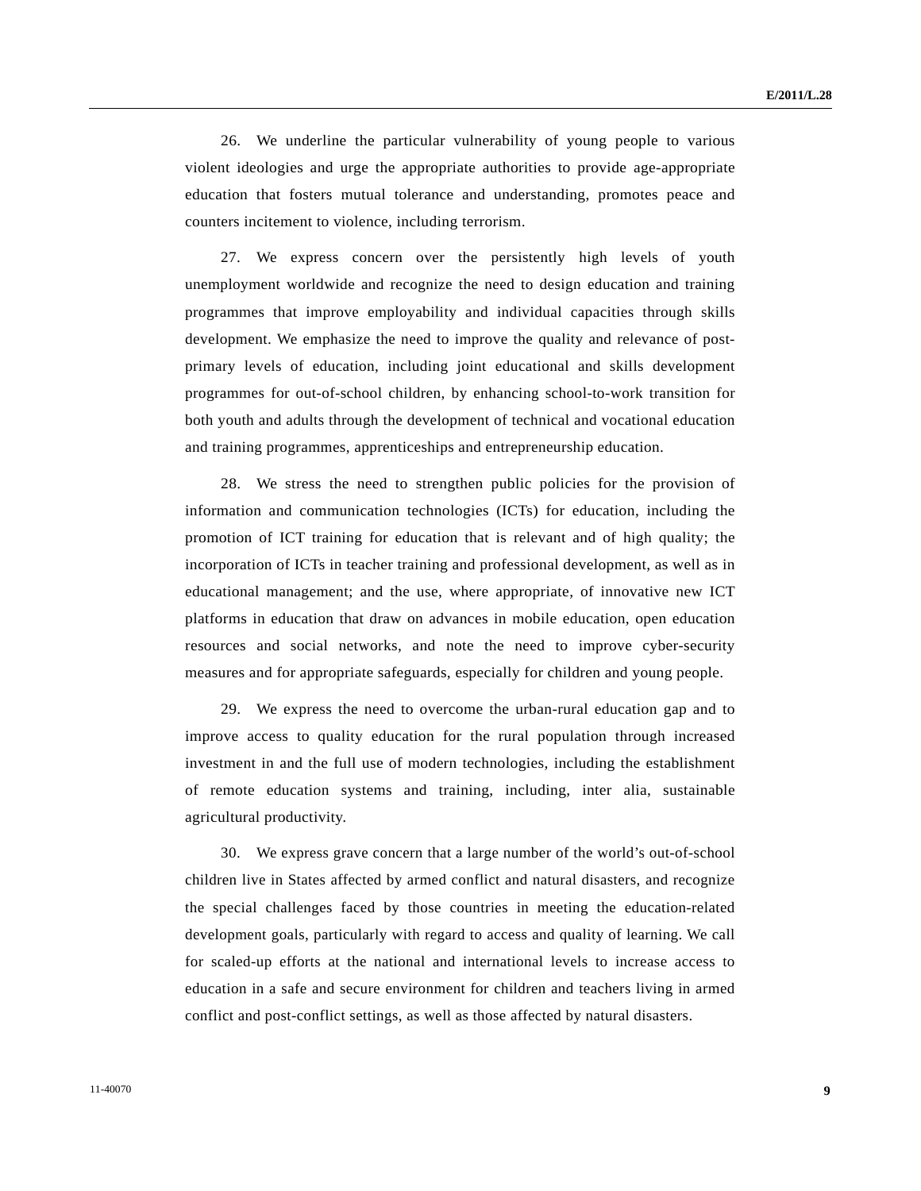26. We underline the particular vulnerability of young people to various violent ideologies and urge the appropriate authorities to provide age-appropriate education that fosters mutual tolerance and understanding, promotes peace and counters incitement to violence, including terrorism.

27. We express concern over the persistently high levels of youth unemployment worldwide and recognize the need to design education and training programmes that improve employability and individual capacities through skills development. We emphasize the need to improve the quality and relevance of post-primary levels of education, including joint educational and skills development programmes for out-of-school children, by enhancing school-to-work transition for both youth and adults through the development of technical and vocational education and training programmes, apprenticeships and entrepreneurship education.

28. We stress the need to strengthen public policies for the provision of information and communication technologies (ICTs) for education, including the promotion of ICT training for education that is relevant and of high quality; the incorporation of ICTs in teacher training and professional development, as well as in educational management; and the use, where appropriate, of innovative new ICT platforms in education that draw on advances in mobile education, open education resources and social networks, and note the need to improve cyber-security measures and for appropriate safeguards, especially for children and young people.

29. We express the need to overcome the urban-rural education gap and to improve access to quality education for the rural population through increased investment in and the full use of modern technologies, including the establishment of remote education systems and training, including, inter alia, sustainable agricultural productivity.

30. We express grave concern that a large number of the world's out-of-school children live in States affected by armed conflict and natural disasters, and recognize the special challenges faced by those countries in meeting the education-related development goals, particularly with regard to access and quality of learning. We call for scaled-up efforts at the national and international levels to increase access to education in a safe and secure environment for children and teachers living in armed conflict and post-conflict settings, as well as those affected by natural disasters.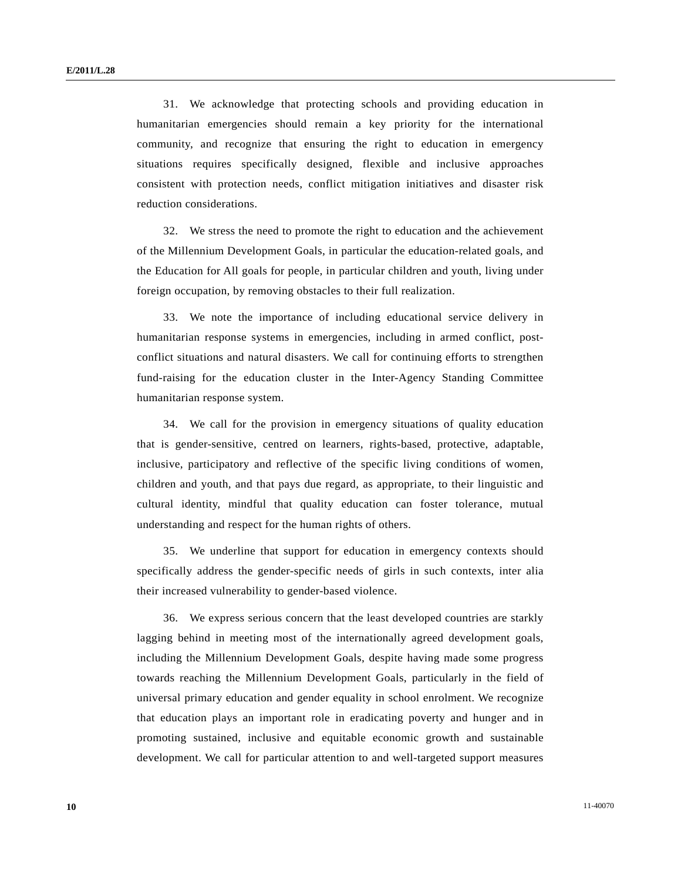31. We acknowledge that protecting schools and providing education in humanitarian emergencies should remain a key priority for the international community, and recognize that ensuring the right to education in emergency situations requires specifically designed, flexible and inclusive approaches consistent with protection needs, conflict mitigation initiatives and disaster risk reduction considerations.

32. We stress the need to promote the right to education and the achievement of the Millennium Development Goals, in particular the education-related goals, and the Education for All goals for people, in particular children and youth, living under foreign occupation, by removing obstacles to their full realization.

33. We note the importance of including educational service delivery in humanitarian response systems in emergencies, including in armed conflict, post-conflict situations and natural disasters. We call for continuing efforts to strengthen fund-raising for the education cluster in the Inter-Agency Standing Committee humanitarian response system.

34. We call for the provision in emergency situations of quality education that is gender-sensitive, centred on learners, rights-based, protective, adaptable, inclusive, participatory and reflective of the specific living conditions of women, children and youth, and that pays due regard, as appropriate, to their linguistic and cultural identity, mindful that quality education can foster tolerance, mutual understanding and respect for the human rights of others.

35. We underline that support for education in emergency contexts should specifically address the gender-specific needs of girls in such contexts, inter alia their increased vulnerability to gender-based violence.

36. We express serious concern that the least developed countries are starkly lagging behind in meeting most of the internationally agreed development goals, including the Millennium Development Goals, despite having made some progress towards reaching the Millennium Development Goals, particularly in the field of universal primary education and gender equality in school enrolment. We recognize that education plays an important role in eradicating poverty and hunger and in promoting sustained, inclusive and equitable economic growth and sustainable development. We call for particular attention to and well-targeted support measures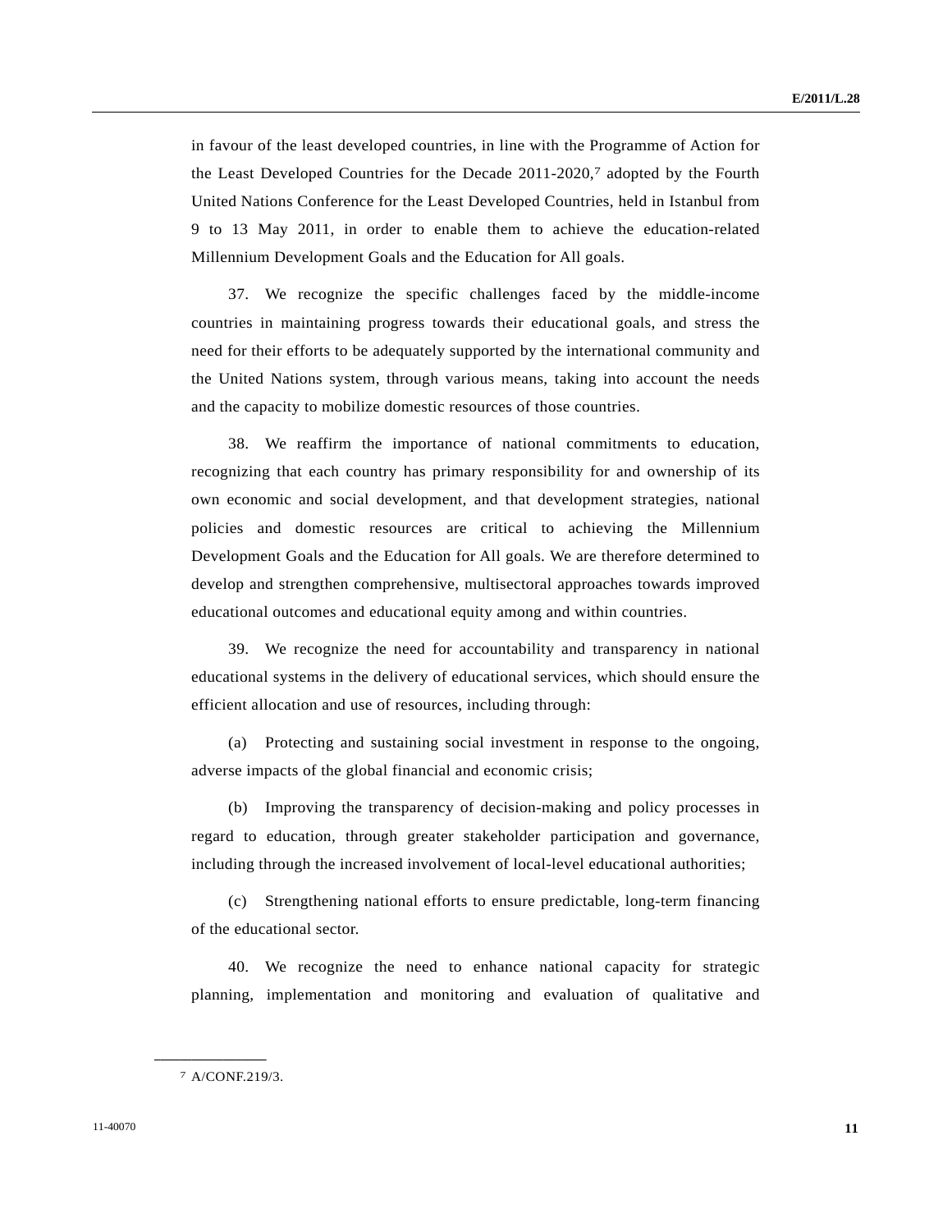in favour of the least developed countries, in line with the Programme of Action for the Least Developed Countries for the Decade 2011-2020,[7] adopted by the Fourth United Nations Conference for the Least Developed Countries, held in Istanbul from 9 to 13 May 2011, in order to enable them to achieve the education-related Millennium Development Goals and the Education for All goals.

37. We recognize the specific challenges faced by the middle-income countries in maintaining progress towards their educational goals, and stress the need for their efforts to be adequately supported by the international community and the United Nations system, through various means, taking into account the needs and the capacity to mobilize domestic resources of those countries.

38. We reaffirm the importance of national commitments to education, recognizing that each country has primary responsibility for and ownership of its own economic and social development, and that development strategies, national policies and domestic resources are critical to achieving the Millennium Development Goals and the Education for All goals. We are therefore determined to develop and strengthen comprehensive, multisectoral approaches towards improved educational outcomes and educational equity among and within countries.

39. We recognize the need for accountability and transparency in national educational systems in the delivery of educational services, which should ensure the efficient allocation and use of resources, including through:

(a) Protecting and sustaining social investment in response to the ongoing, adverse impacts of the global financial and economic crisis;

(b) Improving the transparency of decision-making and policy processes in regard to education, through greater stakeholder participation and governance, including through the increased involvement of local-level educational authorities;

(c) Strengthening national efforts to ensure predictable, long-term financing of the educational sector.

40. We recognize the need to enhance national capacity for strategic planning, implementation and monitoring and evaluation of qualitative and

---

[7] A/CONF.219/3.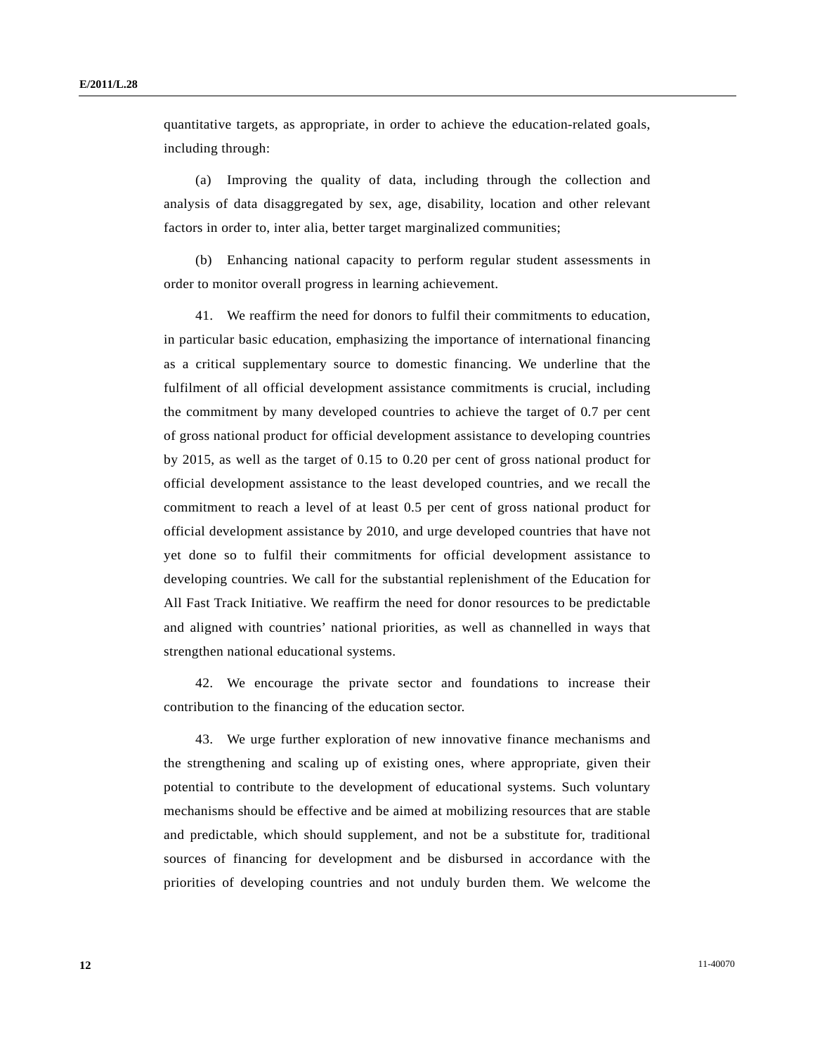quantitative targets, as appropriate, in order to achieve the education-related goals, including through:

(a) Improving the quality of data, including through the collection and analysis of data disaggregated by sex, age, disability, location and other relevant factors in order to, inter alia, better target marginalized communities;

(b) Enhancing national capacity to perform regular student assessments in order to monitor overall progress in learning achievement.

41. We reaffirm the need for donors to fulfil their commitments to education, in particular basic education, emphasizing the importance of international financing as a critical supplementary source to domestic financing. We underline that the fulfilment of all official development assistance commitments is crucial, including the commitment by many developed countries to achieve the target of 0.7 per cent of gross national product for official development assistance to developing countries by 2015, as well as the target of 0.15 to 0.20 per cent of gross national product for official development assistance to the least developed countries, and we recall the commitment to reach a level of at least 0.5 per cent of gross national product for official development assistance by 2010, and urge developed countries that have not yet done so to fulfil their commitments for official development assistance to developing countries. We call for the substantial replenishment of the Education for All Fast Track Initiative. We reaffirm the need for donor resources to be predictable and aligned with countries' national priorities, as well as channelled in ways that strengthen national educational systems.

42. We encourage the private sector and foundations to increase their contribution to the financing of the education sector.

43. We urge further exploration of new innovative finance mechanisms and the strengthening and scaling up of existing ones, where appropriate, given their potential to contribute to the development of educational systems. Such voluntary mechanisms should be effective and be aimed at mobilizing resources that are stable and predictable, which should supplement, and not be a substitute for, traditional sources of financing for development and be disbursed in accordance with the priorities of developing countries and not unduly burden them. We welcome the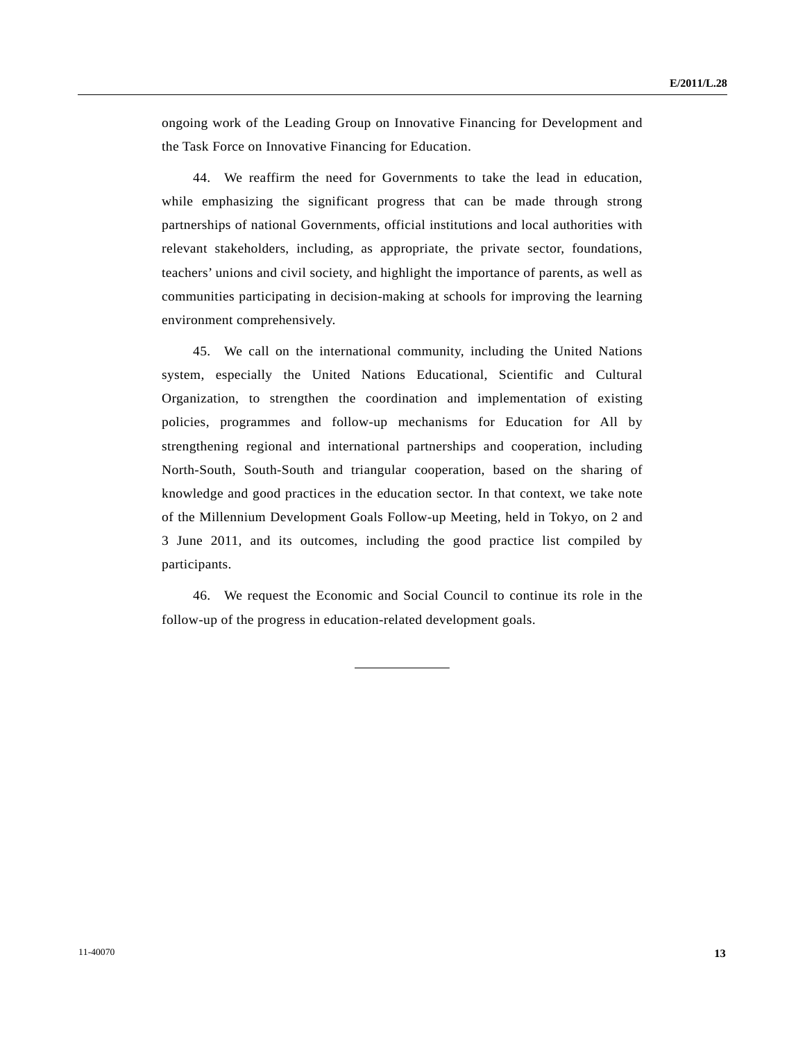ongoing work of the Leading Group on Innovative Financing for Development and the Task Force on Innovative Financing for Education.

44. We reaffirm the need for Governments to take the lead in education, while emphasizing the significant progress that can be made through strong partnerships of national Governments, official institutions and local authorities with relevant stakeholders, including, as appropriate, the private sector, foundations, teachers' unions and civil society, and highlight the importance of parents, as well as communities participating in decision-making at schools for improving the learning environment comprehensively.

45. We call on the international community, including the United Nations system, especially the United Nations Educational, Scientific and Cultural Organization, to strengthen the coordination and implementation of existing policies, programmes and follow-up mechanisms for Education for All by strengthening regional and international partnerships and cooperation, including North-South, South-South and triangular cooperation, based on the sharing of knowledge and good practices in the education sector. In that context, we take note of the Millennium Development Goals Follow-up Meeting, held in Tokyo, on 2 and 3 June 2011, and its outcomes, including the good practice list compiled by participants.

46. We request the Economic and Social Council to continue its role in the follow-up of the progress in education-related development goals.